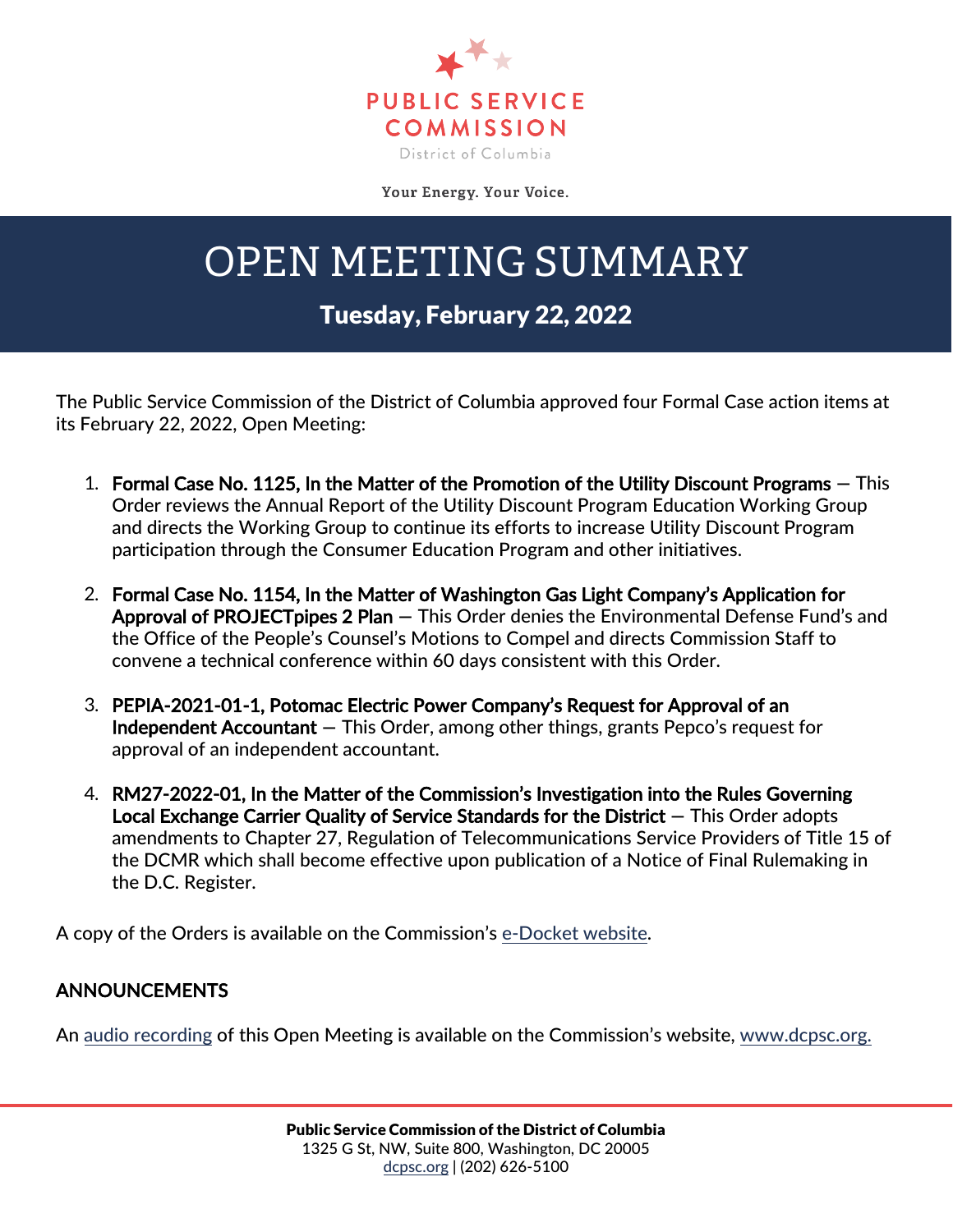PUBLIC SERVICE COMMISSION

District of Columbia

Your Energy. Your Voice.

# OPEN MEETING SUMMARY

## Tuesday, February 22, 2022

The Public Service Commission of the District of Columbia approved four Formal Case action items at its February 22, 2022, Open Meeting:

1. **Formal Case No. 1125, In the Matter of the Promotion of the Utility Discount Programs** — This Order reviews the Annual Report of the Utility Discount Program Education Working Group and directs the Working Group to continue its efforts to increase Utility Discount Program participation through the Consumer Education Program and other initiatives.

2. **Formal Case No. 1154, In the Matter of Washington Gas Light Company's Application for Approval of PROJECTpipes 2 Plan** — This Order denies the Environmental Defense Fund's and the Office of the People's Counsel's Motions to Compel and directs Commission Staff to convene a technical conference within 60 days consistent with this Order.

3. **PEPIA-2021-01-1, Potomac Electric Power Company's Request for Approval of an Independent Accountant** — This Order, among other things, grants Pepco's request for approval of an independent accountant.

4. **RM27-2022-01, In the Matter of the Commission's Investigation into the Rules Governing Local Exchange Carrier Quality of Service Standards for the District** — This Order adopts amendments to Chapter 27, Regulation of Telecommunications Service Providers of Title 15 of the DCMR which shall become effective upon publication of a Notice of Final Rulemaking in the D.C. Register.

A copy of the Orders is available on the Commission's e-Docket website.

**ANNOUNCEMENTS**

An audio recording of this Open Meeting is available on the Commission's website, www.dcpsc.org.

**Public Service Commission of the District of Columbia**
1325 G St, NW, Suite 800, Washington, DC 20005
dcpsc.org | (202) 626-5100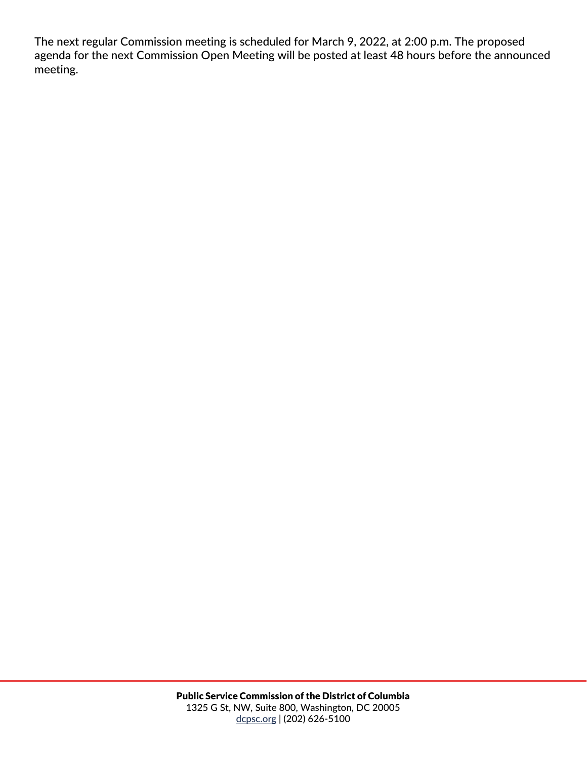The next regular Commission meeting is scheduled for March 9, 2022, at 2:00 p.m. The proposed agenda for the next Commission Open Meeting will be posted at least 48 hours before the announced meeting.